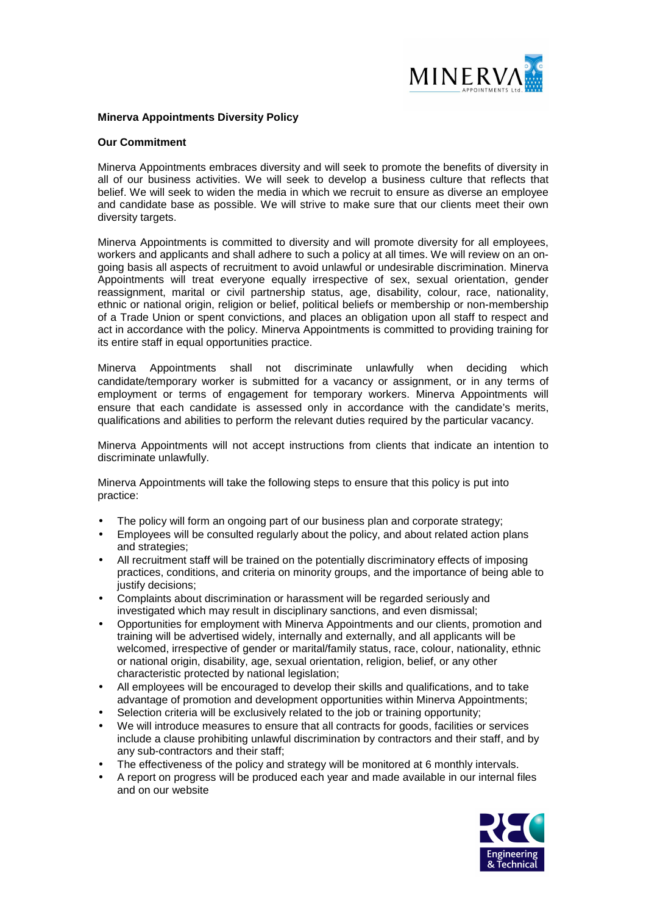**Minerva Appointments Diversity Policy**

**Our Commitment**

Minerva Appointments embraces diversity and will seek to promote the benefits of diversity in all of our business activities. We will seek to develop a business culture that reflects that belief. We will seek to widen the media in which we recruit to ensure as diverse an employee and candidate base as possible. We will strive to make sure that our clients meet their own diversity targets.

Minerva Appointments is committed to diversity and will promote diversity for all employees, workers and applicants and shall adhere to such a policy at all times. We will review on an on-going basis all aspects of recruitment to avoid unlawful or undesirable discrimination. Minerva Appointments will treat everyone equally irrespective of sex, sexual orientation, gender reassignment, marital or civil partnership status, age, disability, colour, race, nationality, ethnic or national origin, religion or belief, political beliefs or membership or non-membership of a Trade Union or spent convictions, and places an obligation upon all staff to respect and act in accordance with the policy. Minerva Appointments is committed to providing training for its entire staff in equal opportunities practice.

Minerva Appointments shall not discriminate unlawfully when deciding which candidate/temporary worker is submitted for a vacancy or assignment, or in any terms of employment or terms of engagement for temporary workers. Minerva Appointments will ensure that each candidate is assessed only in accordance with the candidate's merits, qualifications and abilities to perform the relevant duties required by the particular vacancy.

Minerva Appointments will not accept instructions from clients that indicate an intention to discriminate unlawfully.

Minerva Appointments will take the following steps to ensure that this policy is put into practice:

- The policy will form an ongoing part of our business plan and corporate strategy;
- Employees will be consulted regularly about the policy, and about related action plans and strategies;
- All recruitment staff will be trained on the potentially discriminatory effects of imposing practices, conditions, and criteria on minority groups, and the importance of being able to justify decisions;
- Complaints about discrimination or harassment will be regarded seriously and investigated which may result in disciplinary sanctions, and even dismissal;
- Opportunities for employment with Minerva Appointments and our clients, promotion and training will be advertised widely, internally and externally, and all applicants will be welcomed, irrespective of gender or marital/family status, race, colour, nationality, ethnic or national origin, disability, age, sexual orientation, religion, belief, or any other characteristic protected by national legislation;
- All employees will be encouraged to develop their skills and qualifications, and to take advantage of promotion and development opportunities within Minerva Appointments;
- Selection criteria will be exclusively related to the job or training opportunity;
- We will introduce measures to ensure that all contracts for goods, facilities or services include a clause prohibiting unlawful discrimination by contractors and their staff, and by any sub-contractors and their staff;
- The effectiveness of the policy and strategy will be monitored at 6 monthly intervals.
- A report on progress will be produced each year and made available in our internal files and on our website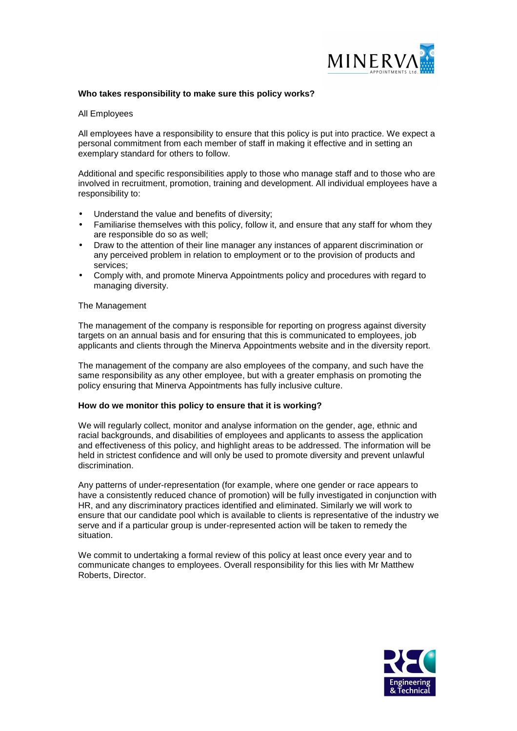**Who takes responsibility to make sure this policy works?**

All Employees

All employees have a responsibility to ensure that this policy is put into practice. We expect a personal commitment from each member of staff in making it effective and in setting an exemplary standard for others to follow.

Additional and specific responsibilities apply to those who manage staff and to those who are involved in recruitment, promotion, training and development. All individual employees have a responsibility to:

- Understand the value and benefits of diversity;
- Familiarise themselves with this policy, follow it, and ensure that any staff for whom they are responsible do so as well;
- Draw to the attention of their line manager any instances of apparent discrimination or any perceived problem in relation to employment or to the provision of products and services;
- Comply with, and promote Minerva Appointments policy and procedures with regard to managing diversity.

The Management

The management of the company is responsible for reporting on progress against diversity targets on an annual basis and for ensuring that this is communicated to employees, job applicants and clients through the Minerva Appointments website and in the diversity report.

The management of the company are also employees of the company, and such have the same responsibility as any other employee, but with a greater emphasis on promoting the policy ensuring that Minerva Appointments has fully inclusive culture.

**How do we monitor this policy to ensure that it is working?**

We will regularly collect, monitor and analyse information on the gender, age, ethnic and racial backgrounds, and disabilities of employees and applicants to assess the application and effectiveness of this policy, and highlight areas to be addressed. The information will be held in strictest confidence and will only be used to promote diversity and prevent unlawful discrimination.

Any patterns of under-representation (for example, where one gender or race appears to have a consistently reduced chance of promotion) will be fully investigated in conjunction with HR, and any discriminatory practices identified and eliminated. Similarly we will work to ensure that our candidate pool which is available to clients is representative of the industry we serve and if a particular group is under-represented action will be taken to remedy the situation.

We commit to undertaking a formal review of this policy at least once every year and to communicate changes to employees. Overall responsibility for this lies with Mr Matthew Roberts, Director.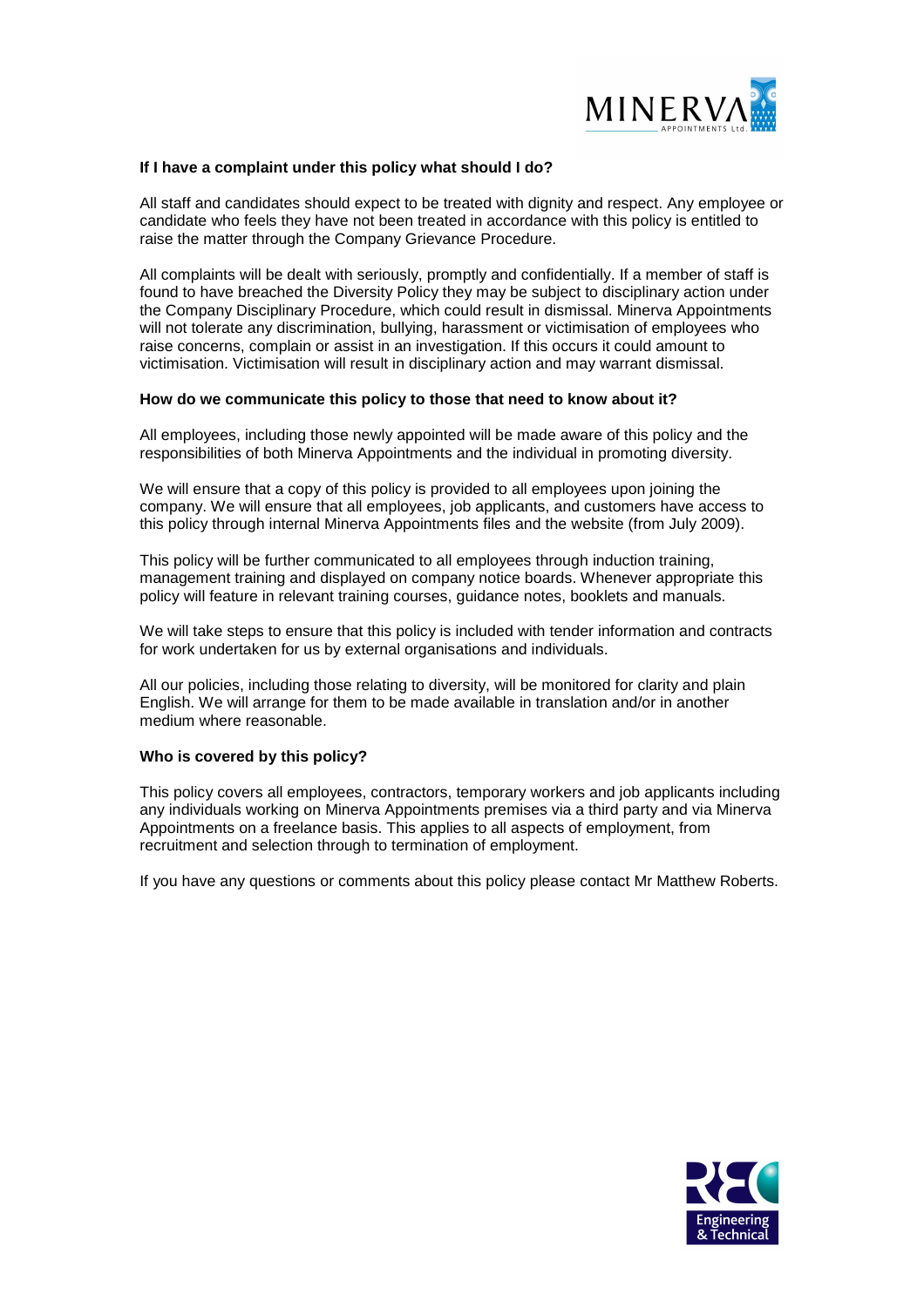**If I have a complaint under this policy what should I do?**

All staff and candidates should expect to be treated with dignity and respect. Any employee or candidate who feels they have not been treated in accordance with this policy is entitled to raise the matter through the Company Grievance Procedure.

All complaints will be dealt with seriously, promptly and confidentially. If a member of staff is found to have breached the Diversity Policy they may be subject to disciplinary action under the Company Disciplinary Procedure, which could result in dismissal. Minerva Appointments will not tolerate any discrimination, bullying, harassment or victimisation of employees who raise concerns, complain or assist in an investigation. If this occurs it could amount to victimisation. Victimisation will result in disciplinary action and may warrant dismissal.

**How do we communicate this policy to those that need to know about it?**

All employees, including those newly appointed will be made aware of this policy and the responsibilities of both Minerva Appointments and the individual in promoting diversity.

We will ensure that a copy of this policy is provided to all employees upon joining the company. We will ensure that all employees, job applicants, and customers have access to this policy through internal Minerva Appointments files and the website (from July 2009).

This policy will be further communicated to all employees through induction training, management training and displayed on company notice boards. Whenever appropriate this policy will feature in relevant training courses, guidance notes, booklets and manuals.

We will take steps to ensure that this policy is included with tender information and contracts for work undertaken for us by external organisations and individuals.

All our policies, including those relating to diversity, will be monitored for clarity and plain English. We will arrange for them to be made available in translation and/or in another medium where reasonable.

**Who is covered by this policy?**

This policy covers all employees, contractors, temporary workers and job applicants including any individuals working on Minerva Appointments premises via a third party and via Minerva Appointments on a freelance basis. This applies to all aspects of employment, from recruitment and selection through to termination of employment.

If you have any questions or comments about this policy please contact Mr Matthew Roberts.